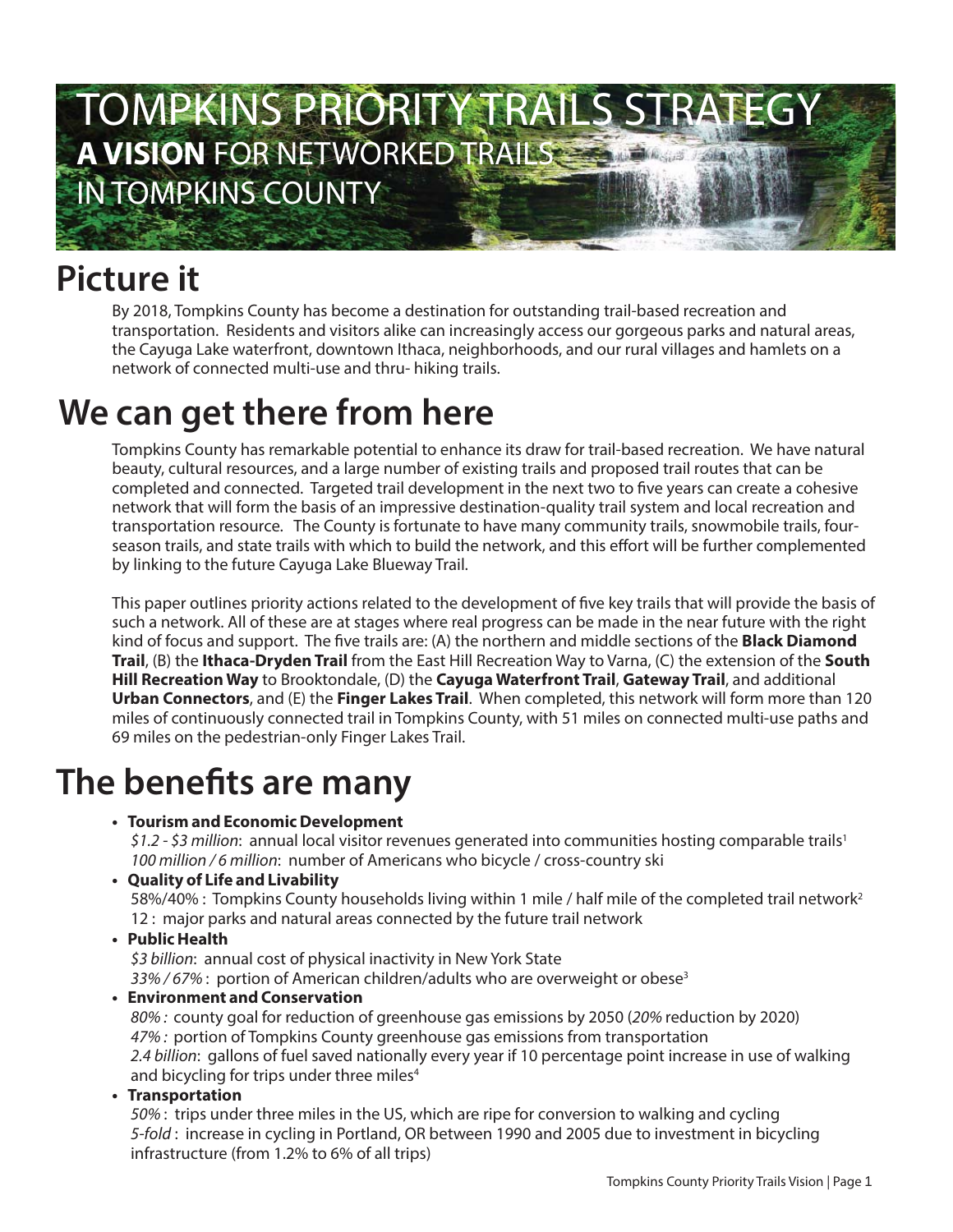# TOMPKINS PRIORITY TRAILS STRATEGY

**A VISION** FOR NETWORKED TRAILS IN TOMPKINS COUNTY

## Picture it

By 2018, Tompkins County has become a destination for outstanding trail-based recreation and transportation. Residents and visitors alike can increasingly access our gorgeous parks and natural areas, the Cayuga Lake waterfront, downtown Ithaca, neighborhoods, and our rural villages and hamlets on a network of connected multi-use and thru- hiking trails.

## We can get there from here

Tompkins County has remarkable potential to enhance its draw for trail-based recreation. We have natural beauty, cultural resources, and a large number of existing trails and proposed trail routes that can be completed and connected. Targeted trail development in the next two to five years can create a cohesive network that will form the basis of an impressive destination-quality trail system and local recreation and transportation resource. The County is fortunate to have many community trails, snowmobile trails, four-season trails, and state trails with which to build the network, and this effort will be further complemented by linking to the future Cayuga Lake Blueway Trail.

This paper outlines priority actions related to the development of five key trails that will provide the basis of such a network. All of these are at stages where real progress can be made in the near future with the right kind of focus and support. The five trails are: (A) the northern and middle sections of the **Black Diamond Trail**, (B) the **Ithaca-Dryden Trail** from the East Hill Recreation Way to Varna, (C) the extension of the **South Hill Recreation Way** to Brooktondale, (D) the **Cayuga Waterfront Trail**, **Gateway Trail**, and additional **Urban Connectors**, and (E) the **Finger Lakes Trail**. When completed, this network will form more than 120 miles of continuously connected trail in Tompkins County, with 51 miles on connected multi-use paths and 69 miles on the pedestrian-only Finger Lakes Trail.

## The benefits are many

- **Tourism and Economic Development**
  *$1.2 - $3 million*: annual local visitor revenues generated into communities hosting comparable trails[1]
  *100 million / 6 million*: number of Americans who bicycle / cross-country ski
- **Quality of Life and Livability**
  58%/40% : Tompkins County households living within 1 mile / half mile of the completed trail network[2]
  12 : major parks and natural areas connected by the future trail network
- **Public Health**
  *$3 billion*: annual cost of physical inactivity in New York State
  *33% / 67%* : portion of American children/adults who are overweight or obese[3]
- **Environment and Conservation**
  *80% :* county goal for reduction of greenhouse gas emissions by 2050 (*20%* reduction by 2020)
  *47% :* portion of Tompkins County greenhouse gas emissions from transportation
  *2.4 billion*: gallons of fuel saved nationally every year if 10 percentage point increase in use of walking and bicycling for trips under three miles[4]
- **Transportation**
  *50%* : trips under three miles in the US, which are ripe for conversion to walking and cycling
  *5-fold* : increase in cycling in Portland, OR between 1990 and 2005 due to investment in bicycling infrastructure (from 1.2% to 6% of all trips)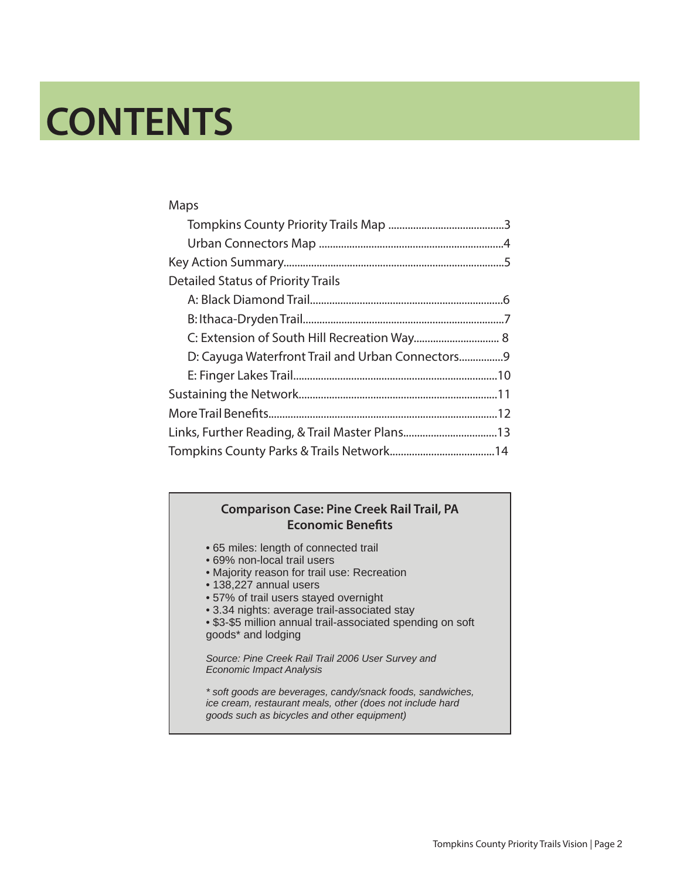# CONTENTS

Maps

- Tompkins County Priority Trails Map ..........................................3
- Urban Connectors Map ..................................................................4

Key Action Summary...............................................................................5

Detailed Status of Priority Trails

- A: Black Diamond Trail.....................................................................6
- B: Ithaca-Dryden Trail........................................................................7
- C: Extension of South Hill Recreation Way............................... 8
- D: Cayuga Waterfront Trail and Urban Connectors................9
- E: Finger Lakes Trail.........................................................................10

Sustaining the Network.......................................................................11

More Trail Benefits..................................................................................12

Links, Further Reading, & Trail Master Plans..................................13

Tompkins County Parks & Trails Network......................................14

**Comparison Case: Pine Creek Rail Trail, PA Economic Benefits**

- 65 miles: length of connected trail
- 69% non-local trail users
- Majority reason for trail use: Recreation
- 138,227 annual users
- 57% of trail users stayed overnight
- 3.34 nights: average trail-associated stay
- $3-$5 million annual trail-associated spending on soft goods* and lodging

*Source: Pine Creek Rail Trail 2006 User Survey and Economic Impact Analysis*

*\* soft goods are beverages, candy/snack foods, sandwiches, ice cream, restaurant meals, other (does not include hard goods such as bicycles and other equipment)*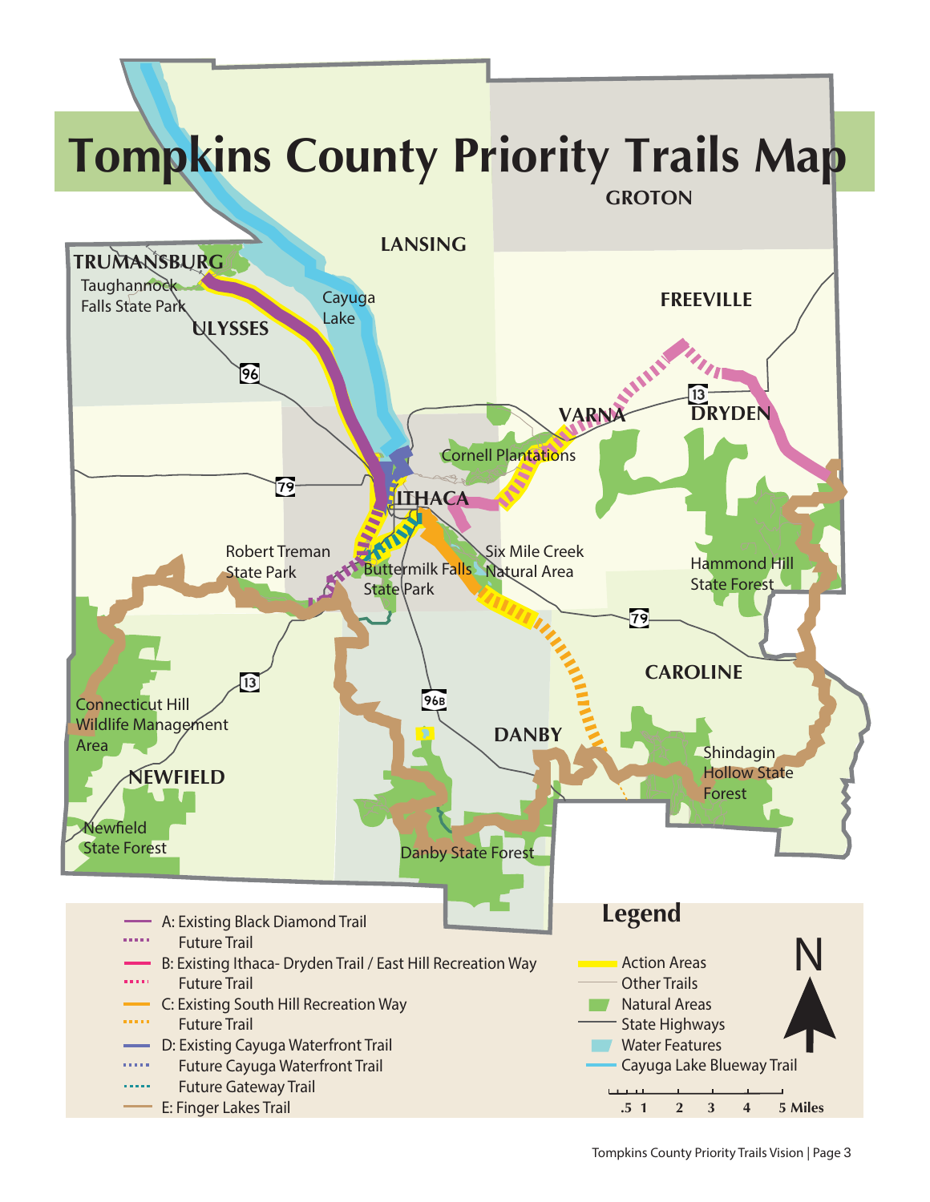# Tompkins County Priority Trails Map

GROTON

LANSING

TRUMANSBURG

Taughannock Falls State Park

Cayuga Lake

ULYSSES

FREEVILLE

VARNA

DRYDEN

Cornell Plantations

ITHACA

Robert Treman State Park

Buttermilk Falls State Park

Six Mile Creek Natural Area

Hammond Hill State Forest

CAROLINE

Connecticut Hill Wildlife Management Area

NEWFIELD

DANBY

Shindagin Hollow State Forest

Newfield State Forest

Danby State Forest

## Legend

- A: Existing Black Diamond Trail
  - Future Trail
- B: Existing Ithaca- Dryden Trail / East Hill Recreation Way
  - Future Trail
- C: Existing South Hill Recreation Way
  - Future Trail
- D: Existing Cayuga Waterfront Trail
  - Future Cayuga Waterfront Trail
  - Future Gateway Trail
- E: Finger Lakes Trail

- Action Areas
- Other Trails
- Natural Areas
- State Highways
- Water Features
- Cayuga Lake Blueway Trail

.5 1 2 3 4 5 Miles

N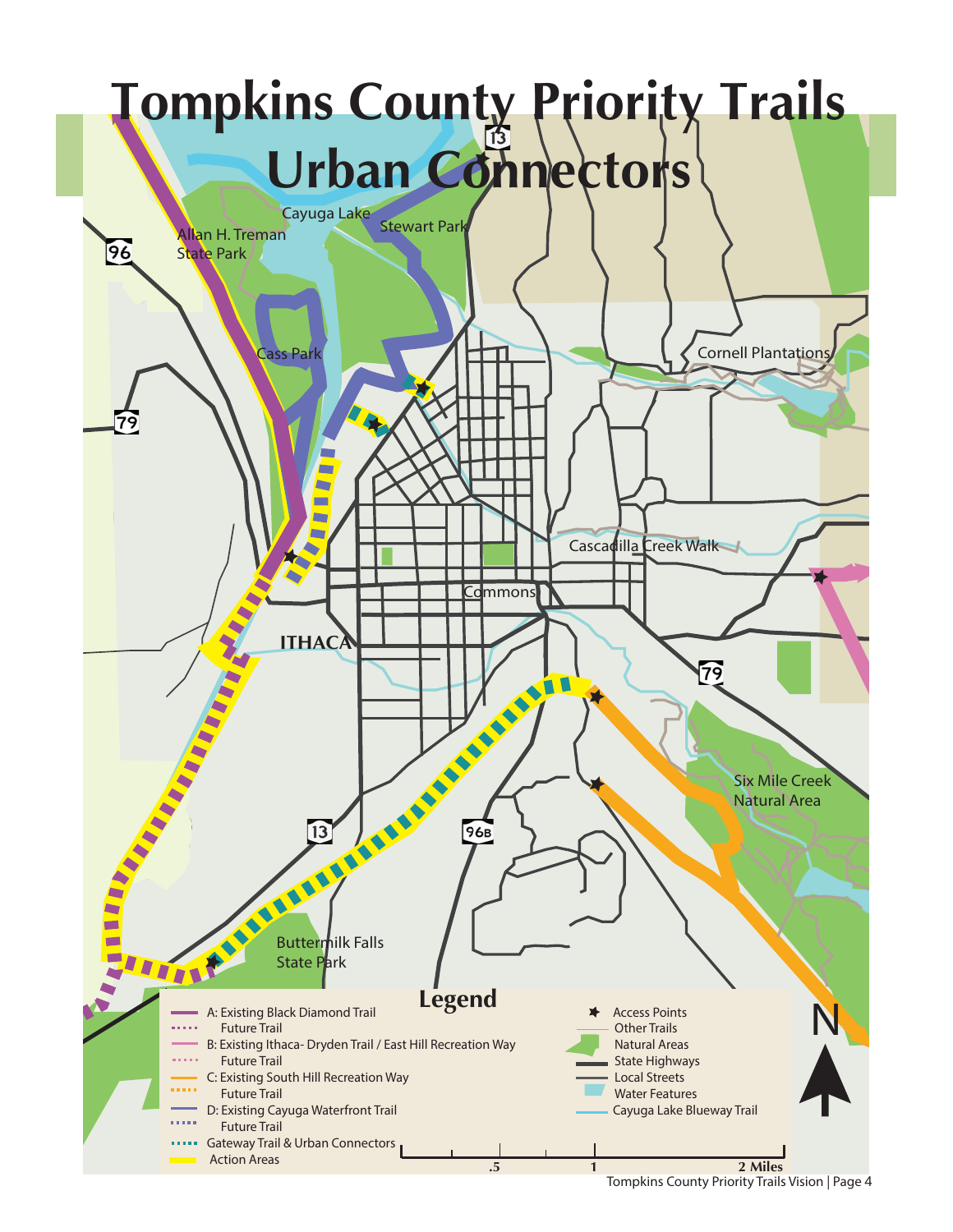# Tompkins County Priority Trails Urban Connectors

Cayuga Lake

Allan H. Treman State Park

Stewart Park

Cass Park

Cornell Plantations

Cascadilla Creek Walk

Commons

ITHACA

Six Mile Creek Natural Area

Buttermilk Falls State Park

13

96

79

96B

## Legend

- A: Existing Black Diamond Trail
  - Future Trail
- B: Existing Ithaca- Dryden Trail / East Hill Recreation Way
  - Future Trail
- C: Existing South Hill Recreation Way
  - Future Trail
- D: Existing Cayuga Waterfront Trail
  - Future Trail
- Gateway Trail & Urban Connectors
- Action Areas
- Access Points
- Other Trails
- Natural Areas
- State Highways
- Local Streets
- Water Features
- Cayuga Lake Blueway Trail

.5 1 2 Miles

N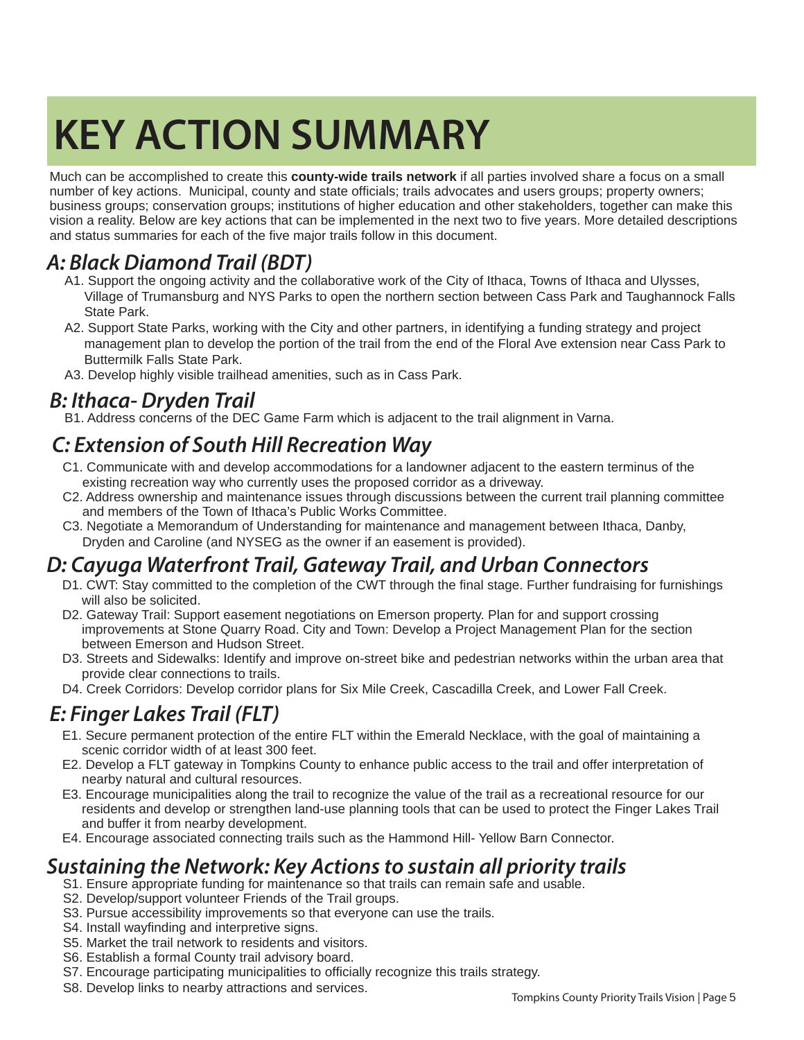# KEY ACTION SUMMARY

Much can be accomplished to create this **county-wide trails network** if all parties involved share a focus on a small number of key actions. Municipal, county and state officials; trails advocates and users groups; property owners; business groups; conservation groups; institutions of higher education and other stakeholders, together can make this vision a reality. Below are key actions that can be implemented in the next two to five years. More detailed descriptions and status summaries for each of the five major trails follow in this document.

## *A: Black Diamond Trail (BDT)*

A1. Support the ongoing activity and the collaborative work of the City of Ithaca, Towns of Ithaca and Ulysses, Village of Trumansburg and NYS Parks to open the northern section between Cass Park and Taughannock Falls State Park.

A2. Support State Parks, working with the City and other partners, in identifying a funding strategy and project management plan to develop the portion of the trail from the end of the Floral Ave extension near Cass Park to Buttermilk Falls State Park.

A3. Develop highly visible trailhead amenities, such as in Cass Park.

## *B: Ithaca- Dryden Trail*

B1. Address concerns of the DEC Game Farm which is adjacent to the trail alignment in Varna.

## *C: Extension of South Hill Recreation Way*

C1. Communicate with and develop accommodations for a landowner adjacent to the eastern terminus of the existing recreation way who currently uses the proposed corridor as a driveway.

C2. Address ownership and maintenance issues through discussions between the current trail planning committee and members of the Town of Ithaca's Public Works Committee.

C3. Negotiate a Memorandum of Understanding for maintenance and management between Ithaca, Danby, Dryden and Caroline (and NYSEG as the owner if an easement is provided).

## *D: Cayuga Waterfront Trail, Gateway Trail, and Urban Connectors*

D1. CWT: Stay committed to the completion of the CWT through the final stage. Further fundraising for furnishings will also be solicited.

D2. Gateway Trail: Support easement negotiations on Emerson property. Plan for and support crossing improvements at Stone Quarry Road. City and Town: Develop a Project Management Plan for the section between Emerson and Hudson Street.

D3. Streets and Sidewalks: Identify and improve on-street bike and pedestrian networks within the urban area that provide clear connections to trails.

D4. Creek Corridors: Develop corridor plans for Six Mile Creek, Cascadilla Creek, and Lower Fall Creek.

## *E: Finger Lakes Trail (FLT)*

E1. Secure permanent protection of the entire FLT within the Emerald Necklace, with the goal of maintaining a scenic corridor width of at least 300 feet.

E2. Develop a FLT gateway in Tompkins County to enhance public access to the trail and offer interpretation of nearby natural and cultural resources.

E3. Encourage municipalities along the trail to recognize the value of the trail as a recreational resource for our residents and develop or strengthen land-use planning tools that can be used to protect the Finger Lakes Trail and buffer it from nearby development.

E4. Encourage associated connecting trails such as the Hammond Hill- Yellow Barn Connector.

## *Sustaining the Network: Key Actions to sustain all priority trails*

S1. Ensure appropriate funding for maintenance so that trails can remain safe and usable.

S2. Develop/support volunteer Friends of the Trail groups.

S3. Pursue accessibility improvements so that everyone can use the trails.

S4. Install wayfinding and interpretive signs.

S5. Market the trail network to residents and visitors.

S6. Establish a formal County trail advisory board.

S7. Encourage participating municipalities to officially recognize this trails strategy.

S8. Develop links to nearby attractions and services.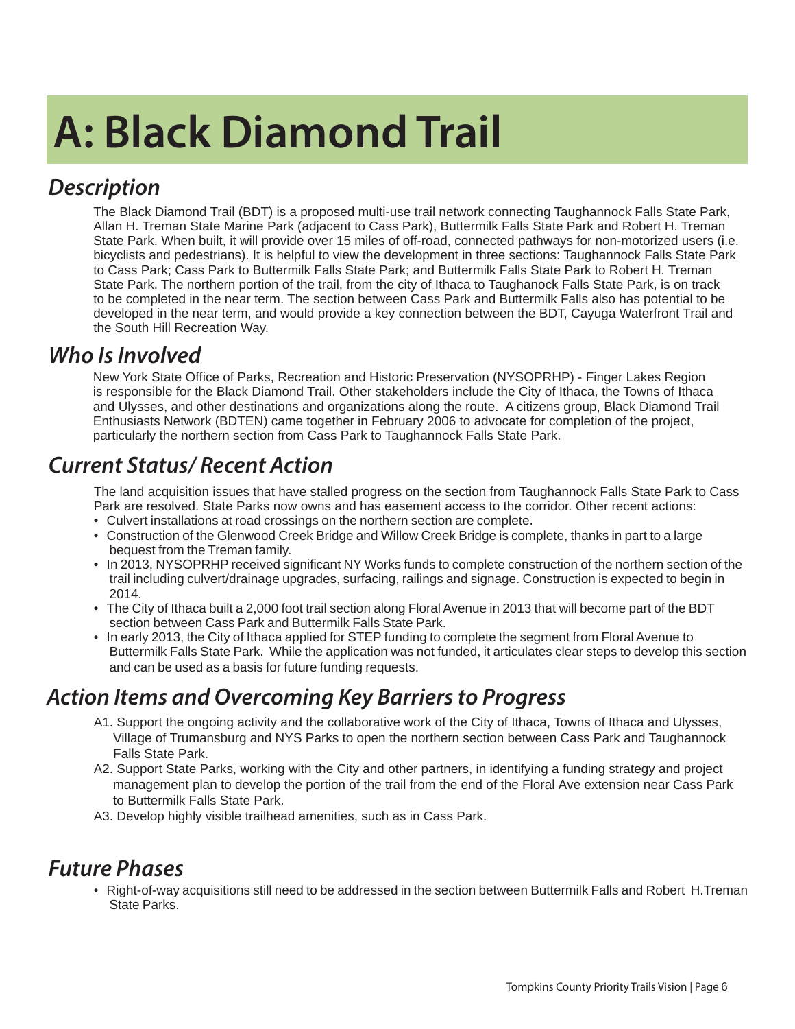# A: Black Diamond Trail

## *Description*

The Black Diamond Trail (BDT) is a proposed multi-use trail network connecting Taughannock Falls State Park, Allan H. Treman State Marine Park (adjacent to Cass Park), Buttermilk Falls State Park and Robert H. Treman State Park. When built, it will provide over 15 miles of off-road, connected pathways for non-motorized users (i.e. bicyclists and pedestrians). It is helpful to view the development in three sections: Taughannock Falls State Park to Cass Park; Cass Park to Buttermilk Falls State Park; and Buttermilk Falls State Park to Robert H. Treman State Park. The northern portion of the trail, from the city of Ithaca to Taughanock Falls State Park, is on track to be completed in the near term. The section between Cass Park and Buttermilk Falls also has potential to be developed in the near term, and would provide a key connection between the BDT, Cayuga Waterfront Trail and the South Hill Recreation Way.

## *Who Is Involved*

New York State Office of Parks, Recreation and Historic Preservation (NYSOPRHP) - Finger Lakes Region is responsible for the Black Diamond Trail. Other stakeholders include the City of Ithaca, the Towns of Ithaca and Ulysses, and other destinations and organizations along the route. A citizens group, Black Diamond Trail Enthusiasts Network (BDTEN) came together in February 2006 to advocate for completion of the project, particularly the northern section from Cass Park to Taughannock Falls State Park.

## *Current Status/ Recent Action*

The land acquisition issues that have stalled progress on the section from Taughannock Falls State Park to Cass Park are resolved. State Parks now owns and has easement access to the corridor. Other recent actions:

- Culvert installations at road crossings on the northern section are complete.
- Construction of the Glenwood Creek Bridge and Willow Creek Bridge is complete, thanks in part to a large bequest from the Treman family.
- In 2013, NYSOPRHP received significant NY Works funds to complete construction of the northern section of the trail including culvert/drainage upgrades, surfacing, railings and signage. Construction is expected to begin in 2014.
- The City of Ithaca built a 2,000 foot trail section along Floral Avenue in 2013 that will become part of the BDT section between Cass Park and Buttermilk Falls State Park.
- In early 2013, the City of Ithaca applied for STEP funding to complete the segment from Floral Avenue to Buttermilk Falls State Park. While the application was not funded, it articulates clear steps to develop this section and can be used as a basis for future funding requests.

## *Action Items and Overcoming Key Barriers to Progress*

A1. Support the ongoing activity and the collaborative work of the City of Ithaca, Towns of Ithaca and Ulysses, Village of Trumansburg and NYS Parks to open the northern section between Cass Park and Taughannock Falls State Park.

A2. Support State Parks, working with the City and other partners, in identifying a funding strategy and project management plan to develop the portion of the trail from the end of the Floral Ave extension near Cass Park to Buttermilk Falls State Park.

A3. Develop highly visible trailhead amenities, such as in Cass Park.

## *Future Phases*

- Right-of-way acquisitions still need to be addressed in the section between Buttermilk Falls and Robert H.Treman State Parks.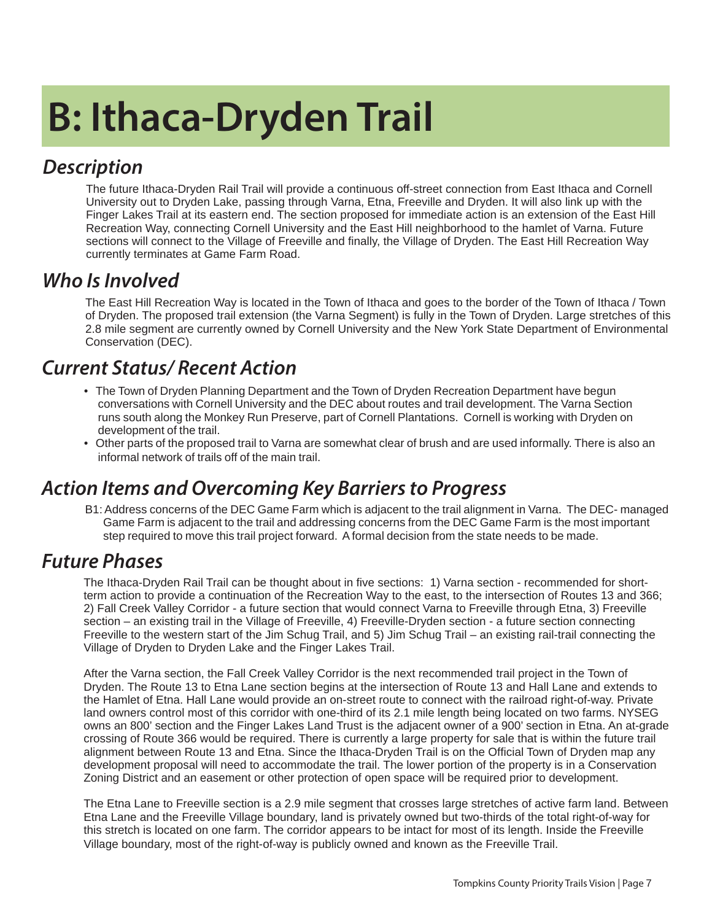# B: Ithaca-Dryden Trail

## *Description*

The future Ithaca-Dryden Rail Trail will provide a continuous off-street connection from East Ithaca and Cornell University out to Dryden Lake, passing through Varna, Etna, Freeville and Dryden. It will also link up with the Finger Lakes Trail at its eastern end. The section proposed for immediate action is an extension of the East Hill Recreation Way, connecting Cornell University and the East Hill neighborhood to the hamlet of Varna. Future sections will connect to the Village of Freeville and finally, the Village of Dryden. The East Hill Recreation Way currently terminates at Game Farm Road.

## *Who Is Involved*

The East Hill Recreation Way is located in the Town of Ithaca and goes to the border of the Town of Ithaca / Town of Dryden. The proposed trail extension (the Varna Segment) is fully in the Town of Dryden. Large stretches of this 2.8 mile segment are currently owned by Cornell University and the New York State Department of Environmental Conservation (DEC).

## *Current Status/ Recent Action*

- The Town of Dryden Planning Department and the Town of Dryden Recreation Department have begun conversations with Cornell University and the DEC about routes and trail development. The Varna Section runs south along the Monkey Run Preserve, part of Cornell Plantations. Cornell is working with Dryden on development of the trail.
- Other parts of the proposed trail to Varna are somewhat clear of brush and are used informally. There is also an informal network of trails off of the main trail.

## *Action Items and Overcoming Key Barriers to Progress*

B1: Address concerns of the DEC Game Farm which is adjacent to the trail alignment in Varna. The DEC- managed Game Farm is adjacent to the trail and addressing concerns from the DEC Game Farm is the most important step required to move this trail project forward. A formal decision from the state needs to be made.

## *Future Phases*

The Ithaca-Dryden Rail Trail can be thought about in five sections: 1) Varna section - recommended for short-term action to provide a continuation of the Recreation Way to the east, to the intersection of Routes 13 and 366; 2) Fall Creek Valley Corridor - a future section that would connect Varna to Freeville through Etna, 3) Freeville section – an existing trail in the Village of Freeville, 4) Freeville-Dryden section - a future section connecting Freeville to the western start of the Jim Schug Trail, and 5) Jim Schug Trail – an existing rail-trail connecting the Village of Dryden to Dryden Lake and the Finger Lakes Trail.

After the Varna section, the Fall Creek Valley Corridor is the next recommended trail project in the Town of Dryden. The Route 13 to Etna Lane section begins at the intersection of Route 13 and Hall Lane and extends to the Hamlet of Etna. Hall Lane would provide an on-street route to connect with the railroad right-of-way. Private land owners control most of this corridor with one-third of its 2.1 mile length being located on two farms. NYSEG owns an 800' section and the Finger Lakes Land Trust is the adjacent owner of a 900' section in Etna. An at-grade crossing of Route 366 would be required. There is currently a large property for sale that is within the future trail alignment between Route 13 and Etna. Since the Ithaca-Dryden Trail is on the Official Town of Dryden map any development proposal will need to accommodate the trail. The lower portion of the property is in a Conservation Zoning District and an easement or other protection of open space will be required prior to development.

The Etna Lane to Freeville section is a 2.9 mile segment that crosses large stretches of active farm land. Between Etna Lane and the Freeville Village boundary, land is privately owned but two-thirds of the total right-of-way for this stretch is located on one farm. The corridor appears to be intact for most of its length. Inside the Freeville Village boundary, most of the right-of-way is publicly owned and known as the Freeville Trail.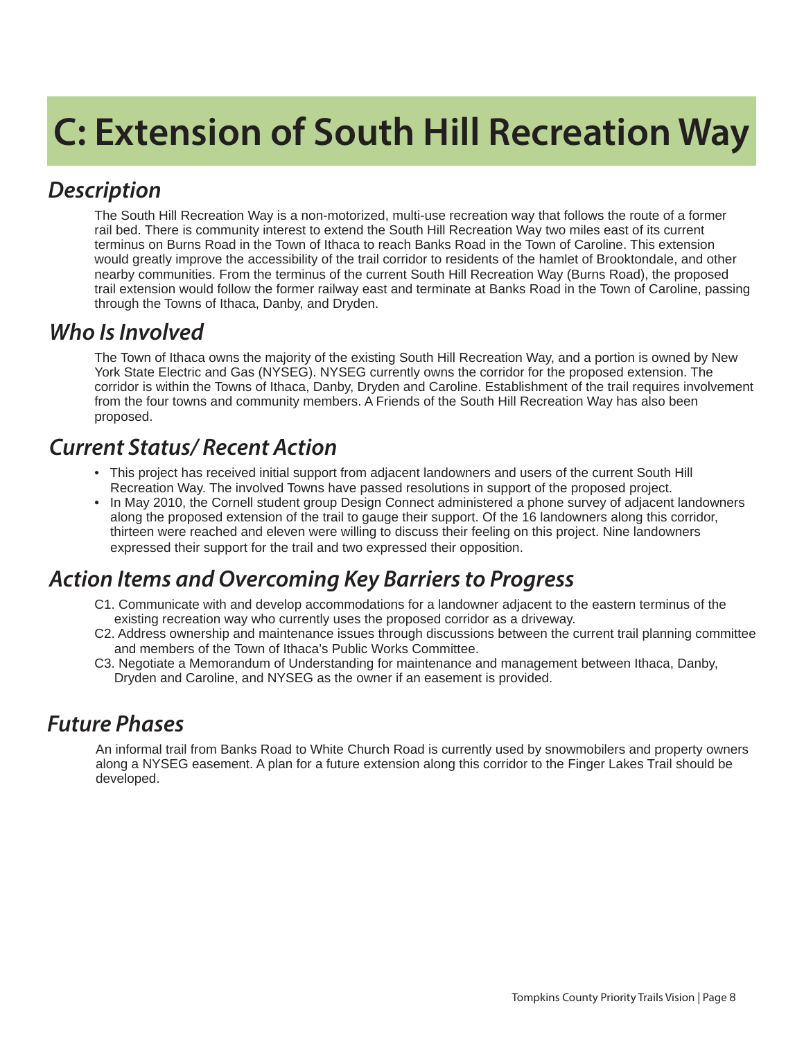# C: Extension of South Hill Recreation Way

## *Description*

The South Hill Recreation Way is a non-motorized, multi-use recreation way that follows the route of a former rail bed. There is community interest to extend the South Hill Recreation Way two miles east of its current terminus on Burns Road in the Town of Ithaca to reach Banks Road in the Town of Caroline. This extension would greatly improve the accessibility of the trail corridor to residents of the hamlet of Brooktondale, and other nearby communities. From the terminus of the current South Hill Recreation Way (Burns Road), the proposed trail extension would follow the former railway east and terminate at Banks Road in the Town of Caroline, passing through the Towns of Ithaca, Danby, and Dryden.

## *Who Is Involved*

The Town of Ithaca owns the majority of the existing South Hill Recreation Way, and a portion is owned by New York State Electric and Gas (NYSEG). NYSEG currently owns the corridor for the proposed extension. The corridor is within the Towns of Ithaca, Danby, Dryden and Caroline. Establishment of the trail requires involvement from the four towns and community members. A Friends of the South Hill Recreation Way has also been proposed.

## *Current Status/ Recent Action*

- This project has received initial support from adjacent landowners and users of the current South Hill Recreation Way. The involved Towns have passed resolutions in support of the proposed project.
- In May 2010, the Cornell student group Design Connect administered a phone survey of adjacent landowners along the proposed extension of the trail to gauge their support. Of the 16 landowners along this corridor, thirteen were reached and eleven were willing to discuss their feeling on this project. Nine landowners expressed their support for the trail and two expressed their opposition.

## *Action Items and Overcoming Key Barriers to Progress*

C1. Communicate with and develop accommodations for a landowner adjacent to the eastern terminus of the existing recreation way who currently uses the proposed corridor as a driveway.

C2. Address ownership and maintenance issues through discussions between the current trail planning committee and members of the Town of Ithaca's Public Works Committee.

C3. Negotiate a Memorandum of Understanding for maintenance and management between Ithaca, Danby, Dryden and Caroline, and NYSEG as the owner if an easement is provided.

## *Future Phases*

An informal trail from Banks Road to White Church Road is currently used by snowmobilers and property owners along a NYSEG easement. A plan for a future extension along this corridor to the Finger Lakes Trail should be developed.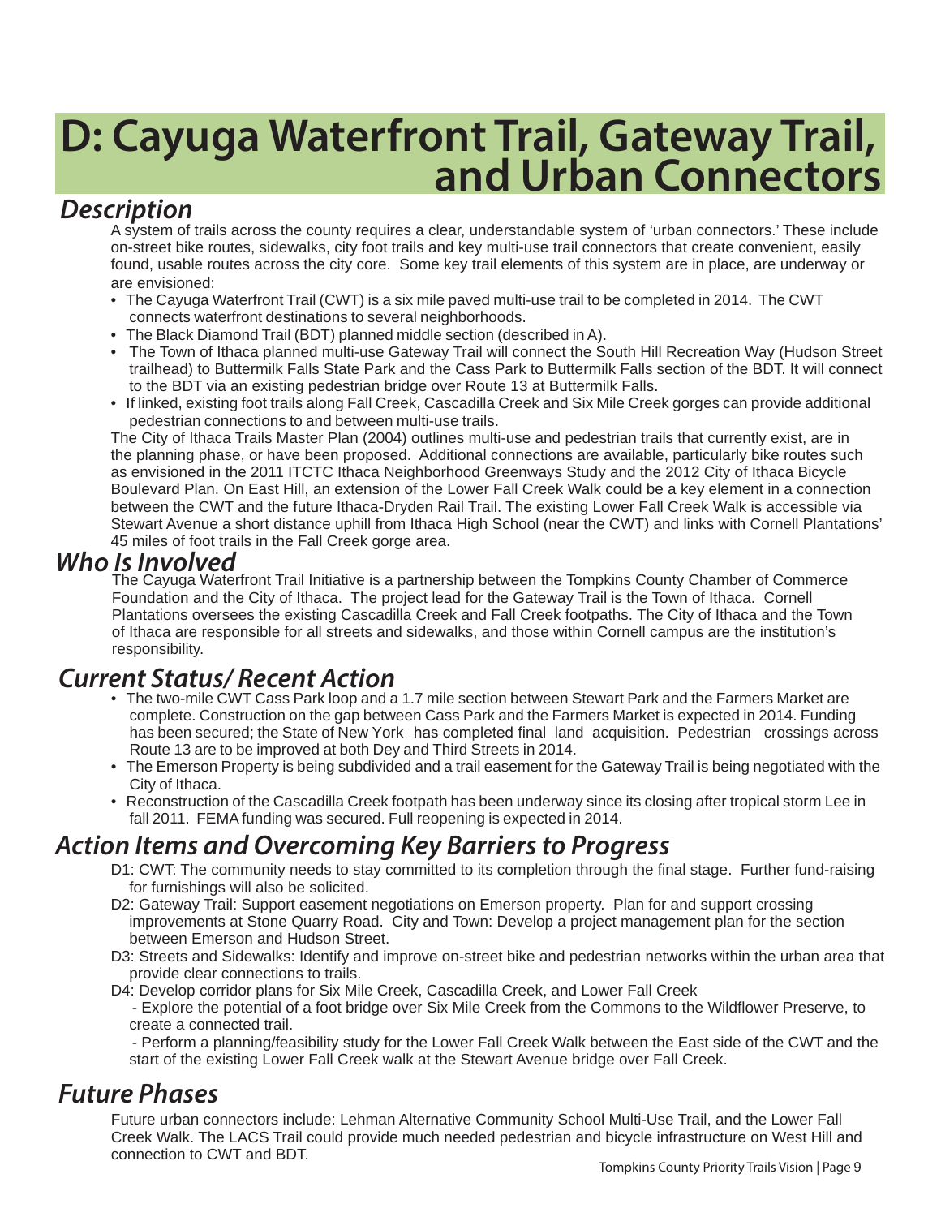# D: Cayuga Waterfront Trail, Gateway Trail, and Urban Connectors

## *Description*

A system of trails across the county requires a clear, understandable system of 'urban connectors.' These include on-street bike routes, sidewalks, city foot trails and key multi-use trail connectors that create convenient, easily found, usable routes across the city core. Some key trail elements of this system are in place, are underway or are envisioned:

- The Cayuga Waterfront Trail (CWT) is a six mile paved multi-use trail to be completed in 2014. The CWT connects waterfront destinations to several neighborhoods.
- The Black Diamond Trail (BDT) planned middle section (described in A).
- The Town of Ithaca planned multi-use Gateway Trail will connect the South Hill Recreation Way (Hudson Street trailhead) to Buttermilk Falls State Park and the Cass Park to Buttermilk Falls section of the BDT. It will connect to the BDT via an existing pedestrian bridge over Route 13 at Buttermilk Falls.
- If linked, existing foot trails along Fall Creek, Cascadilla Creek and Six Mile Creek gorges can provide additional pedestrian connections to and between multi-use trails.

The City of Ithaca Trails Master Plan (2004) outlines multi-use and pedestrian trails that currently exist, are in the planning phase, or have been proposed. Additional connections are available, particularly bike routes such as envisioned in the 2011 ITCTC Ithaca Neighborhood Greenways Study and the 2012 City of Ithaca Bicycle Boulevard Plan. On East Hill, an extension of the Lower Fall Creek Walk could be a key element in a connection between the CWT and the future Ithaca-Dryden Rail Trail. The existing Lower Fall Creek Walk is accessible via Stewart Avenue a short distance uphill from Ithaca High School (near the CWT) and links with Cornell Plantations' 45 miles of foot trails in the Fall Creek gorge area.

## *Who Is Involved*

The Cayuga Waterfront Trail Initiative is a partnership between the Tompkins County Chamber of Commerce Foundation and the City of Ithaca. The project lead for the Gateway Trail is the Town of Ithaca. Cornell Plantations oversees the existing Cascadilla Creek and Fall Creek footpaths. The City of Ithaca and the Town of Ithaca are responsible for all streets and sidewalks, and those within Cornell campus are the institution's responsibility.

## *Current Status/ Recent Action*

- The two-mile CWT Cass Park loop and a 1.7 mile section between Stewart Park and the Farmers Market are complete. Construction on the gap between Cass Park and the Farmers Market is expected in 2014. Funding has been secured; the State of New York has completed final land acquisition. Pedestrian crossings across Route 13 are to be improved at both Dey and Third Streets in 2014.
- The Emerson Property is being subdivided and a trail easement for the Gateway Trail is being negotiated with the City of Ithaca.
- Reconstruction of the Cascadilla Creek footpath has been underway since its closing after tropical storm Lee in fall 2011. FEMA funding was secured. Full reopening is expected in 2014.

## *Action Items and Overcoming Key Barriers to Progress*

D1: CWT: The community needs to stay committed to its completion through the final stage. Further fund-raising for furnishings will also be solicited.

D2: Gateway Trail: Support easement negotiations on Emerson property. Plan for and support crossing improvements at Stone Quarry Road. City and Town: Develop a project management plan for the section between Emerson and Hudson Street.

D3: Streets and Sidewalks: Identify and improve on-street bike and pedestrian networks within the urban area that provide clear connections to trails.

D4: Develop corridor plans for Six Mile Creek, Cascadilla Creek, and Lower Fall Creek

- Explore the potential of a foot bridge over Six Mile Creek from the Commons to the Wildflower Preserve, to create a connected trail.
- Perform a planning/feasibility study for the Lower Fall Creek Walk between the East side of the CWT and the start of the existing Lower Fall Creek walk at the Stewart Avenue bridge over Fall Creek.

## *Future Phases*

Future urban connectors include: Lehman Alternative Community School Multi-Use Trail, and the Lower Fall Creek Walk. The LACS Trail could provide much needed pedestrian and bicycle infrastructure on West Hill and connection to CWT and BDT.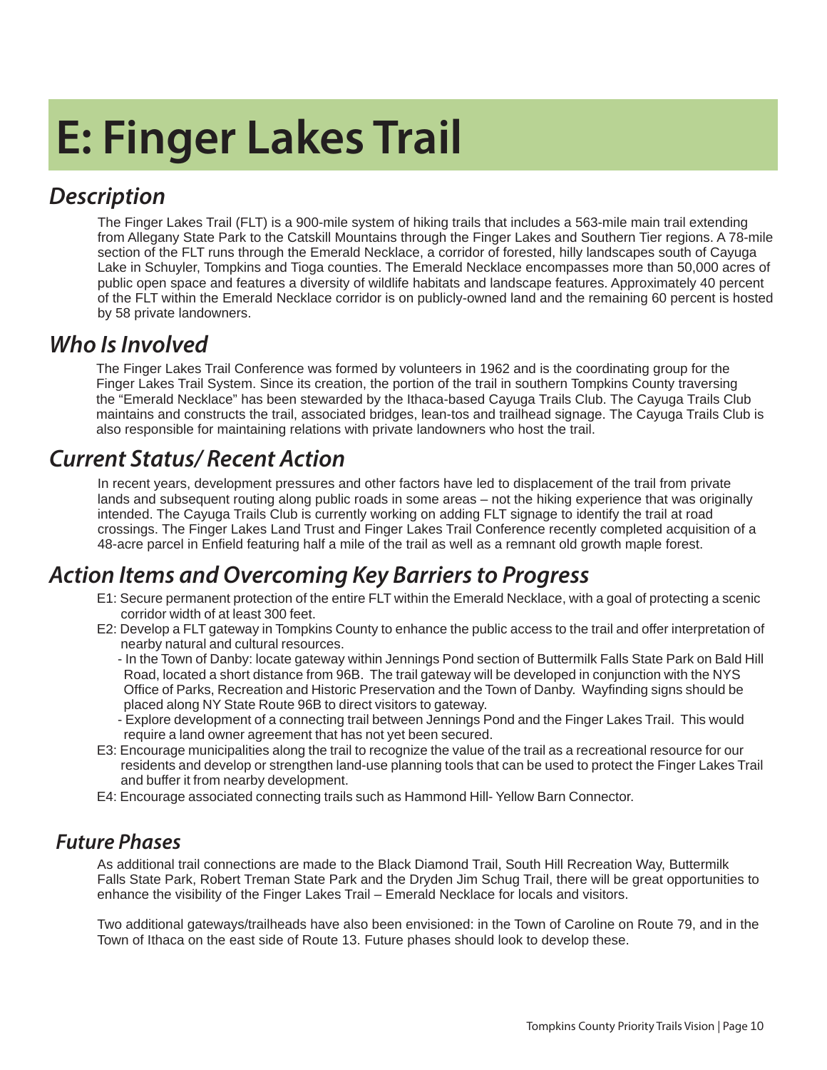# E: Finger Lakes Trail

## *Description*

The Finger Lakes Trail (FLT) is a 900-mile system of hiking trails that includes a 563-mile main trail extending from Allegany State Park to the Catskill Mountains through the Finger Lakes and Southern Tier regions. A 78-mile section of the FLT runs through the Emerald Necklace, a corridor of forested, hilly landscapes south of Cayuga Lake in Schuyler, Tompkins and Tioga counties. The Emerald Necklace encompasses more than 50,000 acres of public open space and features a diversity of wildlife habitats and landscape features. Approximately 40 percent of the FLT within the Emerald Necklace corridor is on publicly-owned land and the remaining 60 percent is hosted by 58 private landowners.

## *Who Is Involved*

The Finger Lakes Trail Conference was formed by volunteers in 1962 and is the coordinating group for the Finger Lakes Trail System. Since its creation, the portion of the trail in southern Tompkins County traversing the "Emerald Necklace" has been stewarded by the Ithaca-based Cayuga Trails Club. The Cayuga Trails Club maintains and constructs the trail, associated bridges, lean-tos and trailhead signage. The Cayuga Trails Club is also responsible for maintaining relations with private landowners who host the trail.

## *Current Status/ Recent Action*

In recent years, development pressures and other factors have led to displacement of the trail from private lands and subsequent routing along public roads in some areas – not the hiking experience that was originally intended. The Cayuga Trails Club is currently working on adding FLT signage to identify the trail at road crossings. The Finger Lakes Land Trust and Finger Lakes Trail Conference recently completed acquisition of a 48-acre parcel in Enfield featuring half a mile of the trail as well as a remnant old growth maple forest.

## *Action Items and Overcoming Key Barriers to Progress*

- E1: Secure permanent protection of the entire FLT within the Emerald Necklace, with a goal of protecting a scenic corridor width of at least 300 feet.
- E2: Develop a FLT gateway in Tompkins County to enhance the public access to the trail and offer interpretation of nearby natural and cultural resources.
  - In the Town of Danby: locate gateway within Jennings Pond section of Buttermilk Falls State Park on Bald Hill Road, located a short distance from 96B. The trail gateway will be developed in conjunction with the NYS Office of Parks, Recreation and Historic Preservation and the Town of Danby. Wayfinding signs should be placed along NY State Route 96B to direct visitors to gateway.
  - Explore development of a connecting trail between Jennings Pond and the Finger Lakes Trail. This would require a land owner agreement that has not yet been secured.
- E3: Encourage municipalities along the trail to recognize the value of the trail as a recreational resource for our residents and develop or strengthen land-use planning tools that can be used to protect the Finger Lakes Trail and buffer it from nearby development.
- E4: Encourage associated connecting trails such as Hammond Hill- Yellow Barn Connector.

## *Future Phases*

As additional trail connections are made to the Black Diamond Trail, South Hill Recreation Way, Buttermilk Falls State Park, Robert Treman State Park and the Dryden Jim Schug Trail, there will be great opportunities to enhance the visibility of the Finger Lakes Trail – Emerald Necklace for locals and visitors.

Two additional gateways/trailheads have also been envisioned: in the Town of Caroline on Route 79, and in the Town of Ithaca on the east side of Route 13. Future phases should look to develop these.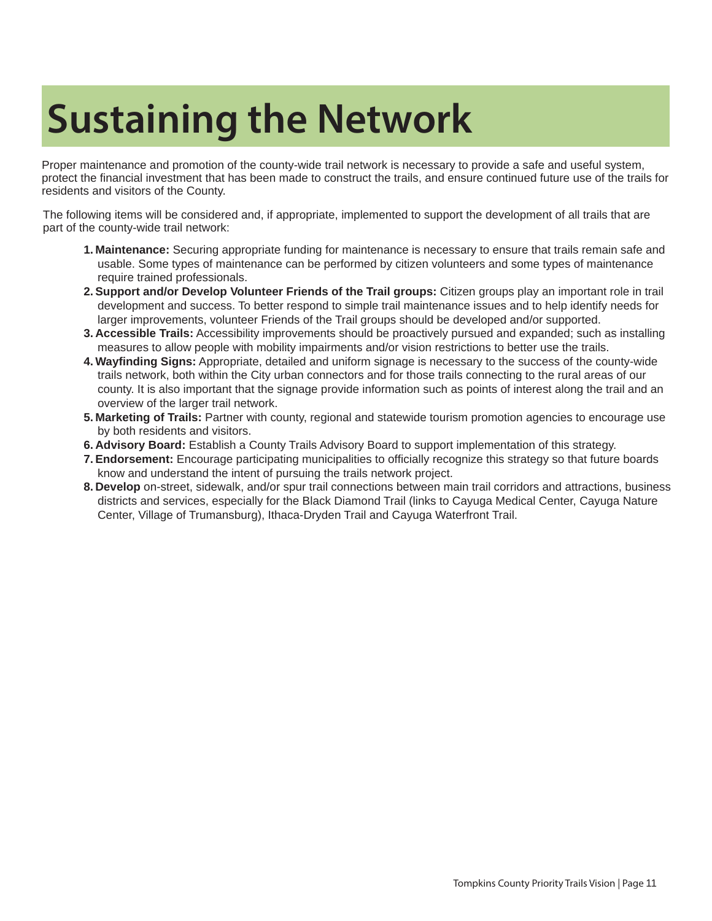# Sustaining the Network

Proper maintenance and promotion of the county-wide trail network is necessary to provide a safe and useful system, protect the financial investment that has been made to construct the trails, and ensure continued future use of the trails for residents and visitors of the County.

The following items will be considered and, if appropriate, implemented to support the development of all trails that are part of the county-wide trail network:

1. **Maintenance:** Securing appropriate funding for maintenance is necessary to ensure that trails remain safe and usable. Some types of maintenance can be performed by citizen volunteers and some types of maintenance require trained professionals.
2. **Support and/or Develop Volunteer Friends of the Trail groups:** Citizen groups play an important role in trail development and success. To better respond to simple trail maintenance issues and to help identify needs for larger improvements, volunteer Friends of the Trail groups should be developed and/or supported.
3. **Accessible Trails:** Accessibility improvements should be proactively pursued and expanded; such as installing measures to allow people with mobility impairments and/or vision restrictions to better use the trails.
4. **Wayfinding Signs:** Appropriate, detailed and uniform signage is necessary to the success of the county-wide trails network, both within the City urban connectors and for those trails connecting to the rural areas of our county. It is also important that the signage provide information such as points of interest along the trail and an overview of the larger trail network.
5. **Marketing of Trails:** Partner with county, regional and statewide tourism promotion agencies to encourage use by both residents and visitors.
6. **Advisory Board:** Establish a County Trails Advisory Board to support implementation of this strategy.
7. **Endorsement:** Encourage participating municipalities to officially recognize this strategy so that future boards know and understand the intent of pursuing the trails network project.
8. **Develop** on-street, sidewalk, and/or spur trail connections between main trail corridors and attractions, business districts and services, especially for the Black Diamond Trail (links to Cayuga Medical Center, Cayuga Nature Center, Village of Trumansburg), Ithaca-Dryden Trail and Cayuga Waterfront Trail.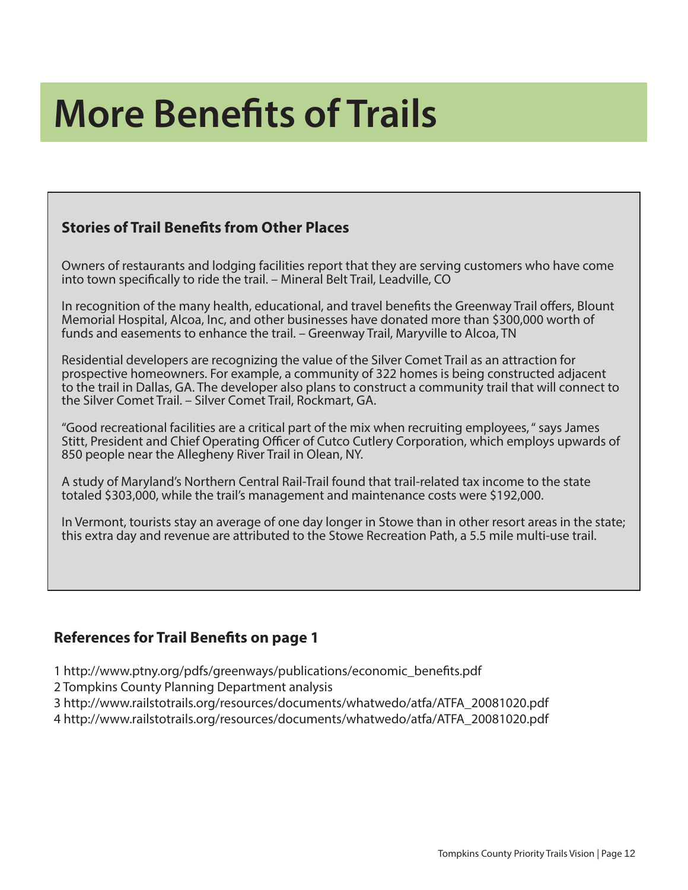# More Benefits of Trails

### Stories of Trail Benefits from Other Places

Owners of restaurants and lodging facilities report that they are serving customers who have come into town specifically to ride the trail. – Mineral Belt Trail, Leadville, CO

In recognition of the many health, educational, and travel benefits the Greenway Trail offers, Blount Memorial Hospital, Alcoa, Inc, and other businesses have donated more than $300,000 worth of funds and easements to enhance the trail. – Greenway Trail, Maryville to Alcoa, TN

Residential developers are recognizing the value of the Silver Comet Trail as an attraction for prospective homeowners. For example, a community of 322 homes is being constructed adjacent to the trail in Dallas, GA. The developer also plans to construct a community trail that will connect to the Silver Comet Trail. – Silver Comet Trail, Rockmart, GA.

"Good recreational facilities are a critical part of the mix when recruiting employees, " says James Stitt, President and Chief Operating Officer of Cutco Cutlery Corporation, which employs upwards of 850 people near the Allegheny River Trail in Olean, NY.

A study of Maryland's Northern Central Rail-Trail found that trail-related tax income to the state totaled $303,000, while the trail's management and maintenance costs were $192,000.

In Vermont, tourists stay an average of one day longer in Stowe than in other resort areas in the state; this extra day and revenue are attributed to the Stowe Recreation Path, a 5.5 mile multi-use trail.

### References for Trail Benefits on page 1

1 http://www.ptny.org/pdfs/greenways/publications/economic_benefits.pdf
2 Tompkins County Planning Department analysis
3 http://www.railstotrails.org/resources/documents/whatwedo/atfa/ATFA_20081020.pdf
4 http://www.railstotrails.org/resources/documents/whatwedo/atfa/ATFA_20081020.pdf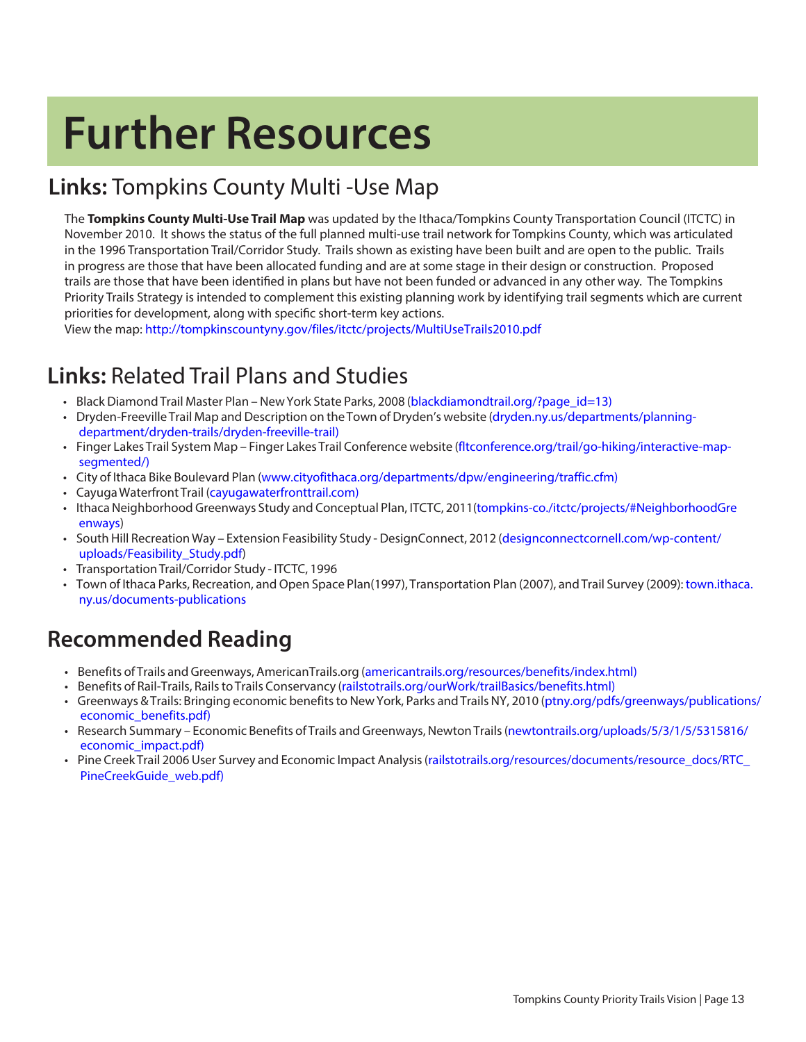# Further Resources

## **Links:** Tompkins County Multi -Use Map

The **Tompkins County Multi-Use Trail Map** was updated by the Ithaca/Tompkins County Transportation Council (ITCTC) in November 2010. It shows the status of the full planned multi-use trail network for Tompkins County, which was articulated in the 1996 Transportation Trail/Corridor Study. Trails shown as existing have been built and are open to the public. Trails in progress are those that have been allocated funding and are at some stage in their design or construction. Proposed trails are those that have been identified in plans but have not been funded or advanced in any other way. The Tompkins Priority Trails Strategy is intended to complement this existing planning work by identifying trail segments which are current priorities for development, along with specific short-term key actions.
View the map: http://tompkinscountyny.gov/files/itctc/projects/MultiUseTrails2010.pdf

## **Links:** Related Trail Plans and Studies

- Black Diamond Trail Master Plan – New York State Parks, 2008 (blackdiamondtrail.org/?page_id=13)
- Dryden-Freeville Trail Map and Description on the Town of Dryden's website (dryden.ny.us/departments/planning-department/dryden-trails/dryden-freeville-trail)
- Finger Lakes Trail System Map – Finger Lakes Trail Conference website (fltconference.org/trail/go-hiking/interactive-map-segmented/)
- City of Ithaca Bike Boulevard Plan (www.cityofithaca.org/departments/dpw/engineering/traffic.cfm)
- Cayuga Waterfront Trail (cayugawaterfronttrail.com)
- Ithaca Neighborhood Greenways Study and Conceptual Plan, ITCTC, 2011(tompkins-co./itctc/projects/#NeighborhoodGreenways)
- South Hill Recreation Way – Extension Feasibility Study - DesignConnect, 2012 (designconnectcornell.com/wp-content/uploads/Feasibility_Study.pdf)
- Transportation Trail/Corridor Study - ITCTC, 1996
- Town of Ithaca Parks, Recreation, and Open Space Plan(1997), Transportation Plan (2007), and Trail Survey (2009): town.ithaca.ny.us/documents-publications

## Recommended Reading

- Benefits of Trails and Greenways, AmericanTrails.org (americantrails.org/resources/benefits/index.html)
- Benefits of Rail-Trails, Rails to Trails Conservancy (railstotrails.org/ourWork/trailBasics/benefits.html)
- Greenways & Trails: Bringing economic benefits to New York, Parks and Trails NY, 2010 (ptny.org/pdfs/greenways/publications/economic_benefits.pdf)
- Research Summary – Economic Benefits of Trails and Greenways, Newton Trails (newtontrails.org/uploads/5/3/1/5/5315816/economic_impact.pdf)
- Pine Creek Trail 2006 User Survey and Economic Impact Analysis (railstotrails.org/resources/documents/resource_docs/RTC_PineCreekGuide_web.pdf)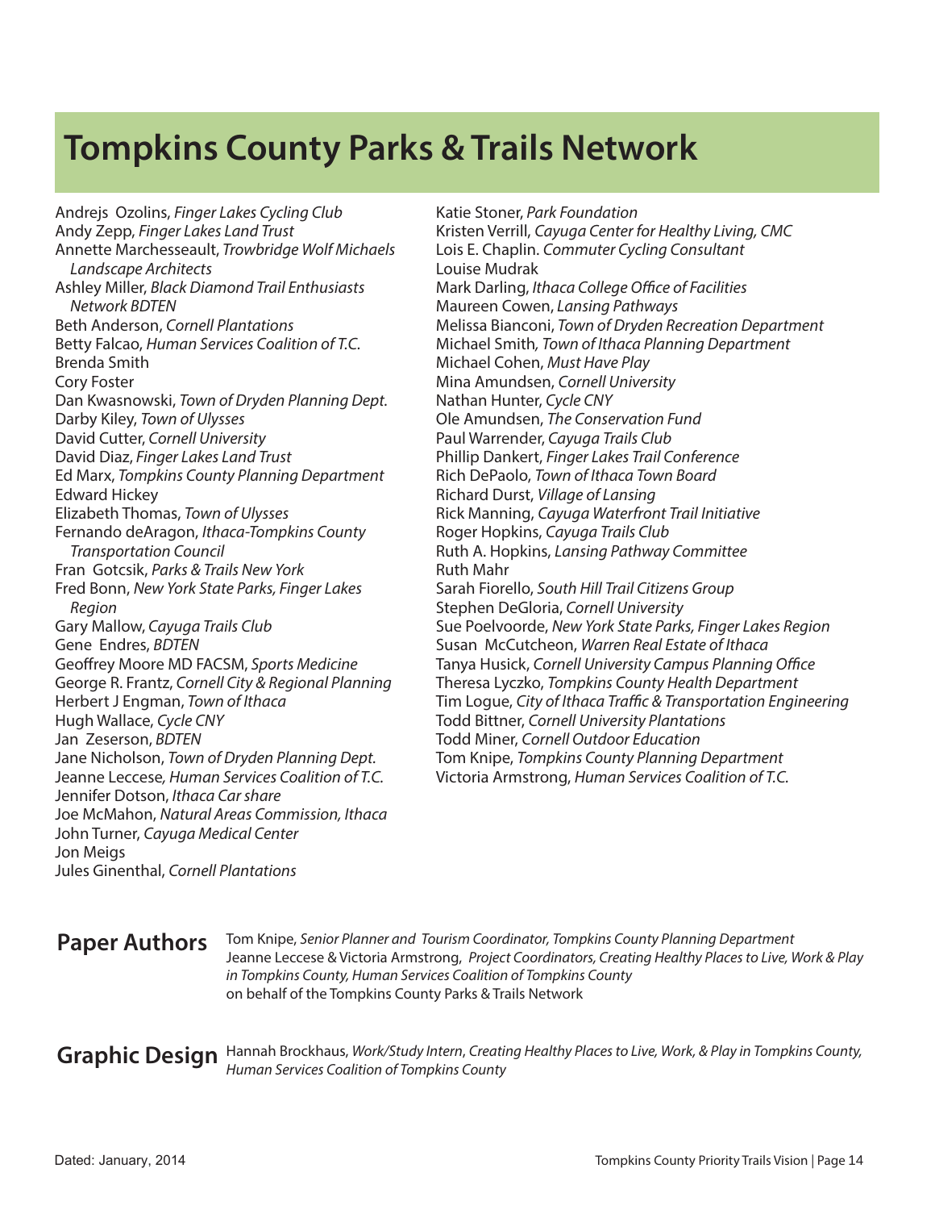# Tompkins County Parks & Trails Network

Andrejs Ozolins, *Finger Lakes Cycling Club*
Andy Zepp, *Finger Lakes Land Trust*
Annette Marchesseault, *Trowbridge Wolf Michaels Landscape Architects*
Ashley Miller, *Black Diamond Trail Enthusiasts Network BDTEN*
Beth Anderson, *Cornell Plantations*
Betty Falcao, *Human Services Coalition of T.C.*
Brenda Smith
Cory Foster
Dan Kwasnowski, *Town of Dryden Planning Dept.*
Darby Kiley, *Town of Ulysses*
David Cutter, *Cornell University*
David Diaz, *Finger Lakes Land Trust*
Ed Marx, *Tompkins County Planning Department*
Edward Hickey
Elizabeth Thomas, *Town of Ulysses*
Fernando deAragon, *Ithaca-Tompkins County Transportation Council*
Fran Gotcsik, *Parks & Trails New York*
Fred Bonn, *New York State Parks, Finger Lakes Region*
Gary Mallow, *Cayuga Trails Club*
Gene Endres, *BDTEN*
Geoffrey Moore MD FACSM, *Sports Medicine*
George R. Frantz, *Cornell City & Regional Planning*
Herbert J Engman, *Town of Ithaca*
Hugh Wallace, *Cycle CNY*
Jan Zeserson, *BDTEN*
Jane Nicholson, *Town of Dryden Planning Dept.*
Jeanne Leccese, *Human Services Coalition of T.C.*
Jennifer Dotson, *Ithaca Car share*
Joe McMahon, *Natural Areas Commission, Ithaca*
John Turner, *Cayuga Medical Center*
Jon Meigs
Jules Ginenthal, *Cornell Plantations*
Katie Stoner, *Park Foundation*
Kristen Verrill, *Cayuga Center for Healthy Living, CMC*
Lois E. Chaplin. *Commuter Cycling Consultant*
Louise Mudrak
Mark Darling, *Ithaca College Office of Facilities*
Maureen Cowen, *Lansing Pathways*
Melissa Bianconi, *Town of Dryden Recreation Department*
Michael Smith, *Town of Ithaca Planning Department*
Michael Cohen, *Must Have Play*
Mina Amundsen, *Cornell University*
Nathan Hunter, *Cycle CNY*
Ole Amundsen, *The Conservation Fund*
Paul Warrender, *Cayuga Trails Club*
Phillip Dankert, *Finger Lakes Trail Conference*
Rich DePaolo, *Town of Ithaca Town Board*
Richard Durst, *Village of Lansing*
Rick Manning, *Cayuga Waterfront Trail Initiative*
Roger Hopkins, *Cayuga Trails Club*
Ruth A. Hopkins, *Lansing Pathway Committee*
Ruth Mahr
Sarah Fiorello, *South Hill Trail Citizens Group*
Stephen DeGloria, *Cornell University*
Sue Poelvoorde, *New York State Parks, Finger Lakes Region*
Susan McCutcheon, *Warren Real Estate of Ithaca*
Tanya Husick, *Cornell University Campus Planning Office*
Theresa Lyczko, *Tompkins County Health Department*
Tim Logue, *City of Ithaca Traffic & Transportation Engineering*
Todd Bittner, *Cornell University Plantations*
Todd Miner, *Cornell Outdoor Education*
Tom Knipe, *Tompkins County Planning Department*
Victoria Armstrong, *Human Services Coalition of T.C.*

## Paper Authors

Tom Knipe, *Senior Planner and Tourism Coordinator, Tompkins County Planning Department*
Jeanne Leccese & Victoria Armstrong, *Project Coordinators, Creating Healthy Places to Live, Work & Play in Tompkins County, Human Services Coalition of Tompkins County*
on behalf of the Tompkins County Parks & Trails Network

## Graphic Design

Hannah Brockhaus, *Work/Study Intern*, *Creating Healthy Places to Live, Work, & Play in Tompkins County, Human Services Coalition of Tompkins County*

Dated: January, 2014